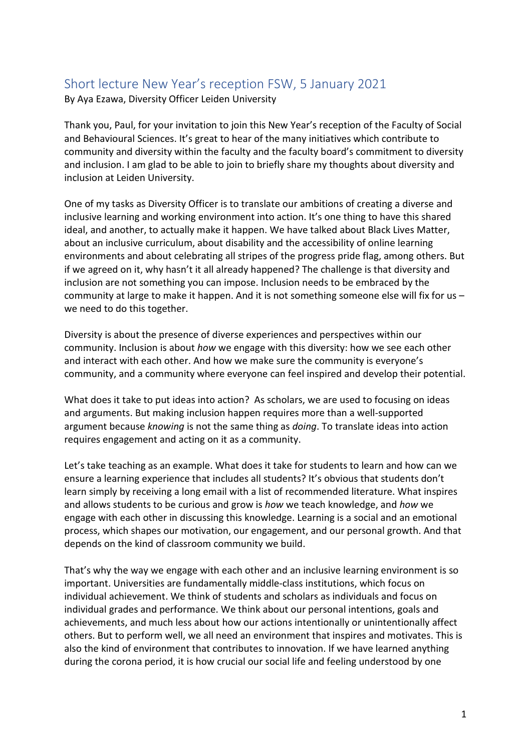# Short lecture New Year's reception FSW, 5 January 2021

By Aya Ezawa, Diversity Officer Leiden University

Thank you, Paul, for your invitation to join this New Year's reception of the Faculty of Social and Behavioural Sciences. It's great to hear of the many initiatives which contribute to community and diversity within the faculty and the faculty board's commitment to diversity and inclusion. I am glad to be able to join to briefly share my thoughts about diversity and inclusion at Leiden University.

One of my tasks as Diversity Officer is to translate our ambitions of creating a diverse and inclusive learning and working environment into action. It's one thing to have this shared ideal, and another, to actually make it happen. We have talked about Black Lives Matter, about an inclusive curriculum, about disability and the accessibility of online learning environments and about celebrating all stripes of the progress pride flag, among others. But if we agreed on it, why hasn't it all already happened? The challenge is that diversity and inclusion are not something you can impose. Inclusion needs to be embraced by the community at large to make it happen. And it is not something someone else will fix for us – we need to do this together.

Diversity is about the presence of diverse experiences and perspectives within our community. Inclusion is about *how* we engage with this diversity: how we see each other and interact with each other. And how we make sure the community is everyone's community, and a community where everyone can feel inspired and develop their potential.

What does it take to put ideas into action? As scholars, we are used to focusing on ideas and arguments. But making inclusion happen requires more than a well-supported argument because *knowing* is not the same thing as *doing*. To translate ideas into action requires engagement and acting on it as a community.

Let's take teaching as an example. What does it take for students to learn and how can we ensure a learning experience that includes all students? It's obvious that students don't learn simply by receiving a long email with a list of recommended literature. What inspires and allows students to be curious and grow is *how* we teach knowledge, and *how* we engage with each other in discussing this knowledge. Learning is a social and an emotional process, which shapes our motivation, our engagement, and our personal growth. And that depends on the kind of classroom community we build.

That's why the way we engage with each other and an inclusive learning environment is so important. Universities are fundamentally middle-class institutions, which focus on individual achievement. We think of students and scholars as individuals and focus on individual grades and performance. We think about our personal intentions, goals and achievements, and much less about how our actions intentionally or unintentionally affect others. But to perform well, we all need an environment that inspires and motivates. This is also the kind of environment that contributes to innovation. If we have learned anything during the corona period, it is how crucial our social life and feeling understood by one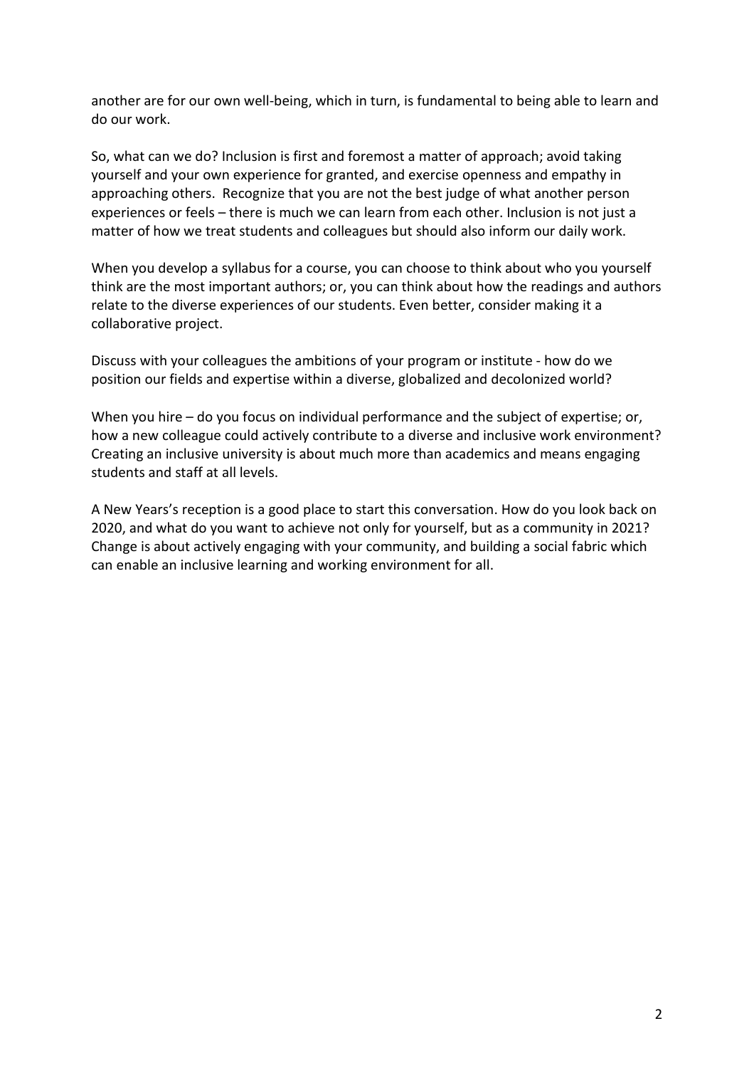another are for our own well-being, which in turn, is fundamental to being able to learn and do our work.

So, what can we do? Inclusion is first and foremost a matter of approach; avoid taking yourself and your own experience for granted, and exercise openness and empathy in approaching others. Recognize that you are not the best judge of what another person experiences or feels – there is much we can learn from each other. Inclusion is not just a matter of how we treat students and colleagues but should also inform our daily work.

When you develop a syllabus for a course, you can choose to think about who you yourself think are the most important authors; or, you can think about how the readings and authors relate to the diverse experiences of our students. Even better, consider making it a collaborative project.

Discuss with your colleagues the ambitions of your program or institute - how do we position our fields and expertise within a diverse, globalized and decolonized world?

When you hire – do you focus on individual performance and the subject of expertise; or, how a new colleague could actively contribute to a diverse and inclusive work environment? Creating an inclusive university is about much more than academics and means engaging students and staff at all levels.

A New Years's reception is a good place to start this conversation. How do you look back on 2020, and what do you want to achieve not only for yourself, but as a community in 2021? Change is about actively engaging with your community, and building a social fabric which can enable an inclusive learning and working environment for all.